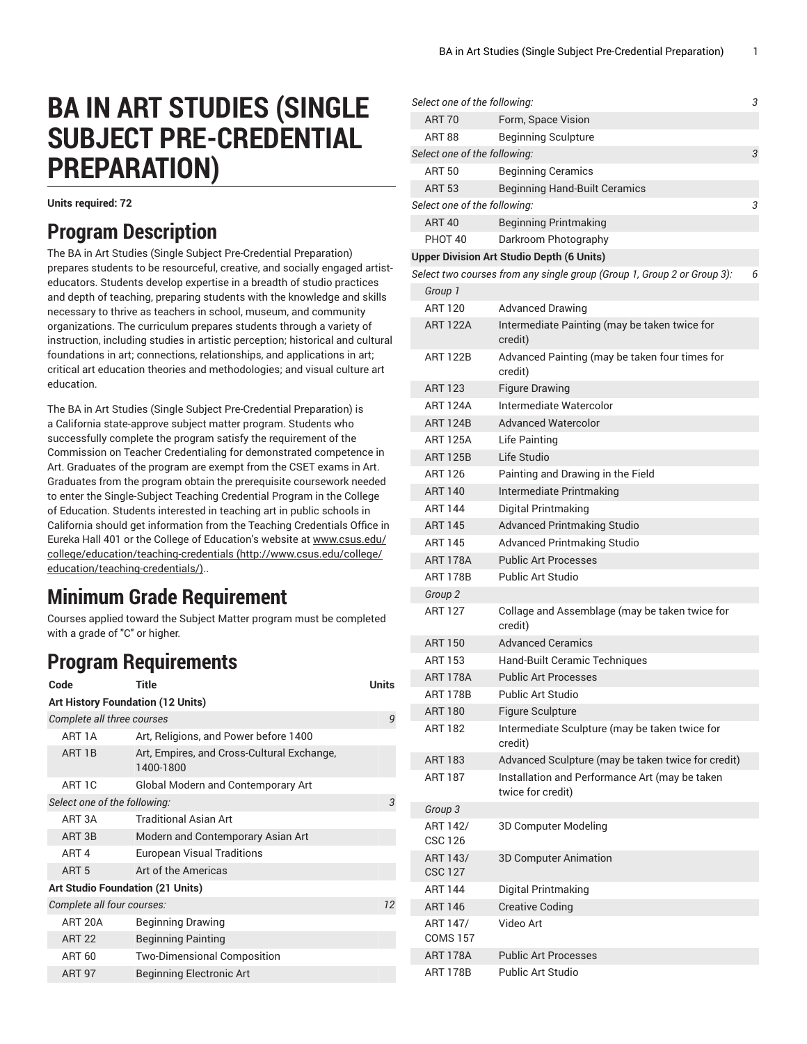# BA IN ART STUDIES (SINGLE SUBJECT PRE-CREDENTIAL PREPARATION)

**Units required: 72**

## Program Description

The BA in Art Studies (Single Subject Pre-Credential Preparation) prepares students to be resourceful, creative, and socially engaged artist-educators. Students develop expertise in a breadth of studio practices and depth of teaching, preparing students with the knowledge and skills necessary to thrive as teachers in school, museum, and community organizations. The curriculum prepares students through a variety of instruction, including studies in artistic perception; historical and cultural foundations in art; connections, relationships, and applications in art; critical art education theories and methodologies; and visual culture art education.

The BA in Art Studies (Single Subject Pre-Credential Preparation) is a California state-approve subject matter program. Students who successfully complete the program satisfy the requirement of the Commission on Teacher Credentialing for demonstrated competence in Art. Graduates of the program are exempt from the CSET exams in Art. Graduates from the program obtain the prerequisite coursework needed to enter the Single-Subject Teaching Credential Program in the College of Education. Students interested in teaching art in public schools in California should get information from the Teaching Credentials Office in Eureka Hall 401 or the College of Education's website at www.csus.edu/college/education/teaching-credentials (http://www.csus.edu/college/education/teaching-credentials/)..

## Minimum Grade Requirement

Courses applied toward the Subject Matter program must be completed with a grade of "C" or higher.

## Program Requirements

| Code | Title | Units |
|---|---|---|
| **Art History Foundation (12 Units)** | | |
| *Complete all three courses* | | 9 |
| ART 1A | Art, Religions, and Power before 1400 | |
| ART 1B | Art, Empires, and Cross-Cultural Exchange, 1400-1800 | |
| ART 1C | Global Modern and Contemporary Art | |
| *Select one of the following:* | | 3 |
| ART 3A | Traditional Asian Art | |
| ART 3B | Modern and Contemporary Asian Art | |
| ART 4 | European Visual Traditions | |
| ART 5 | Art of the Americas | |
| **Art Studio Foundation (21 Units)** | | |
| *Complete all four courses:* | | 12 |
| ART 20A | Beginning Drawing | |
| ART 22 | Beginning Painting | |
| ART 60 | Two-Dimensional Composition | |
| ART 97 | Beginning Electronic Art | |
| *Select one of the following:* | | 3 |
| ART 70 | Form, Space Vision | |
| ART 88 | Beginning Sculpture | |
| *Select one of the following:* | | 3 |
| ART 50 | Beginning Ceramics | |
| ART 53 | Beginning Hand-Built Ceramics | |
| *Select one of the following:* | | 3 |
| ART 40 | Beginning Printmaking | |
| PHOT 40 | Darkroom Photography | |
| **Upper Division Art Studio Depth (6 Units)** | | |
| *Select two courses from any single group (Group 1, Group 2 or Group 3):* | | 6 |
| *Group 1* | | |
| ART 120 | Advanced Drawing | |
| ART 122A | Intermediate Painting (may be taken twice for credit) | |
| ART 122B | Advanced Painting (may be taken four times for credit) | |
| ART 123 | Figure Drawing | |
| ART 124A | Intermediate Watercolor | |
| ART 124B | Advanced Watercolor | |
| ART 125A | Life Painting | |
| ART 125B | Life Studio | |
| ART 126 | Painting and Drawing in the Field | |
| ART 140 | Intermediate Printmaking | |
| ART 144 | Digital Printmaking | |
| ART 145 | Advanced Printmaking Studio | |
| ART 145 | Advanced Printmaking Studio | |
| ART 178A | Public Art Processes | |
| ART 178B | Public Art Studio | |
| *Group 2* | | |
| ART 127 | Collage and Assemblage (may be taken twice for credit) | |
| ART 150 | Advanced Ceramics | |
| ART 153 | Hand-Built Ceramic Techniques | |
| ART 178A | Public Art Processes | |
| ART 178B | Public Art Studio | |
| ART 180 | Figure Sculpture | |
| ART 182 | Intermediate Sculpture (may be taken twice for credit) | |
| ART 183 | Advanced Sculpture (may be taken twice for credit) | |
| ART 187 | Installation and Performance Art (may be taken twice for credit) | |
| *Group 3* | | |
| ART 142/ CSC 126 | 3D Computer Modeling | |
| ART 143/ CSC 127 | 3D Computer Animation | |
| ART 144 | Digital Printmaking | |
| ART 146 | Creative Coding | |
| ART 147/ COMS 157 | Video Art | |
| ART 178A | Public Art Processes | |
| ART 178B | Public Art Studio | |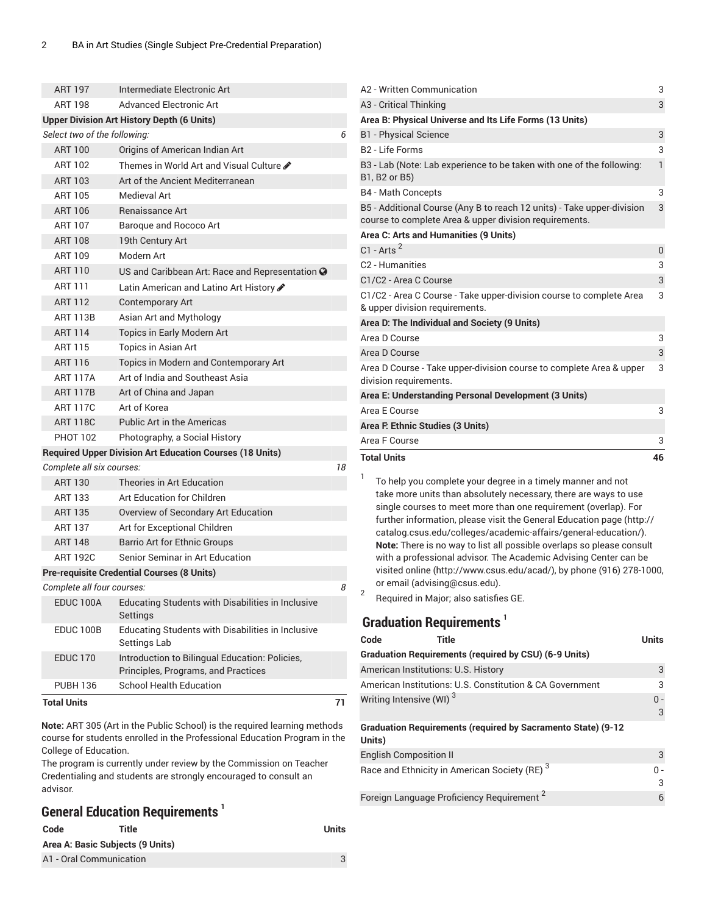| Code | Title | Units |
|---|---|---|
| ART 197 | Intermediate Electronic Art | |
| ART 198 | Advanced Electronic Art | |
| **Upper Division Art History Depth (6 Units)** | | |
| *Select two of the following:* | | 6 |
| ART 100 | Origins of American Indian Art | |
| ART 102 | Themes in World Art and Visual Culture ✐ | |
| ART 103 | Art of the Ancient Mediterranean | |
| ART 105 | Medieval Art | |
| ART 106 | Renaissance Art | |
| ART 107 | Baroque and Rococo Art | |
| ART 108 | 19th Century Art | |
| ART 109 | Modern Art | |
| ART 110 | US and Caribbean Art: Race and Representation 🌐 | |
| ART 111 | Latin American and Latino Art History ✐ | |
| ART 112 | Contemporary Art | |
| ART 113B | Asian Art and Mythology | |
| ART 114 | Topics in Early Modern Art | |
| ART 115 | Topics in Asian Art | |
| ART 116 | Topics in Modern and Contemporary Art | |
| ART 117A | Art of India and Southeast Asia | |
| ART 117B | Art of China and Japan | |
| ART 117C | Art of Korea | |
| ART 118C | Public Art in the Americas | |
| PHOT 102 | Photography, a Social History | |
| **Required Upper Division Art Education Courses (18 Units)** | | |
| *Complete all six courses:* | | 18 |
| ART 130 | Theories in Art Education | |
| ART 133 | Art Education for Children | |
| ART 135 | Overview of Secondary Art Education | |
| ART 137 | Art for Exceptional Children | |
| ART 148 | Barrio Art for Ethnic Groups | |
| ART 192C | Senior Seminar in Art Education | |
| **Pre-requisite Credential Courses (8 Units)** | | |
| *Complete all four courses:* | | 8 |
| EDUC 100A | Educating Students with Disabilities in Inclusive Settings | |
| EDUC 100B | Educating Students with Disabilities in Inclusive Settings Lab | |
| EDUC 170 | Introduction to Bilingual Education: Policies, Principles, Programs, and Practices | |
| PUBH 136 | School Health Education | |
| **Total Units** | | **71** |

**Note:** ART 305 (Art in the Public School) is the required learning methods course for students enrolled in the Professional Education Program in the College of Education.

The program is currently under review by the Commission on Teacher Credentialing and students are strongly encouraged to consult an advisor.

## General Education Requirements [1]

| Code | Title | Units |
|---|---|---|
| **Area A: Basic Subjects (9 Units)** | | |
| A1 - Oral Communication | | 3 |
| A2 - Written Communication | | 3 |
| A3 - Critical Thinking | | 3 |
| **Area B: Physical Universe and Its Life Forms (13 Units)** | | |
| B1 - Physical Science | | 3 |
| B2 - Life Forms | | 3 |
| B3 - Lab (Note: Lab experience to be taken with one of the following: B1, B2 or B5) | | 1 |
| B4 - Math Concepts | | 3 |
| B5 - Additional Course (Any B to reach 12 units) - Take upper-division course to complete Area & upper division requirements. | | 3 |
| **Area C: Arts and Humanities (9 Units)** | | |
| C1 - Arts [2] | | 0 |
| C2 - Humanities | | 3 |
| C1/C2 - Area C Course | | 3 |
| C1/C2 - Area C Course - Take upper-division course to complete Area & upper division requirements. | | 3 |
| **Area D: The Individual and Society (9 Units)** | | |
| Area D Course | | 3 |
| Area D Course | | 3 |
| Area D Course - Take upper-division course to complete Area & upper division requirements. | | 3 |
| **Area E: Understanding Personal Development (3 Units)** | | |
| Area E Course | | 3 |
| **Area F. Ethnic Studies (3 Units)** | | |
| Area F Course | | 3 |
| **Total Units** | | **46** |

1. To help you complete your degree in a timely manner and not take more units than absolutely necessary, there are ways to use single courses to meet more than one requirement (overlap). For further information, please visit the General Education page (http://catalog.csus.edu/colleges/academic-affairs/general-education/). **Note:** There is no way to list all possible overlaps so please consult with a professional advisor. The Academic Advising Center can be visited online (http://www.csus.edu/acad/), by phone (916) 278-1000, or email (advising@csus.edu).
2. Required in Major; also satisfies GE.

## Graduation Requirements [1]

| Code | Title | Units |
|---|---|---|
| **Graduation Requirements (required by CSU) (6-9 Units)** | | |
| American Institutions: U.S. History | | 3 |
| American Institutions: U.S. Constitution & CA Government | | 3 |
| Writing Intensive (WI) [3] | | 0 - 3 |
| **Graduation Requirements (required by Sacramento State) (9-12 Units)** | | |
| English Composition II | | 3 |
| Race and Ethnicity in American Society (RE) [3] | | 0 - 3 |
| Foreign Language Proficiency Requirement [2] | | 6 |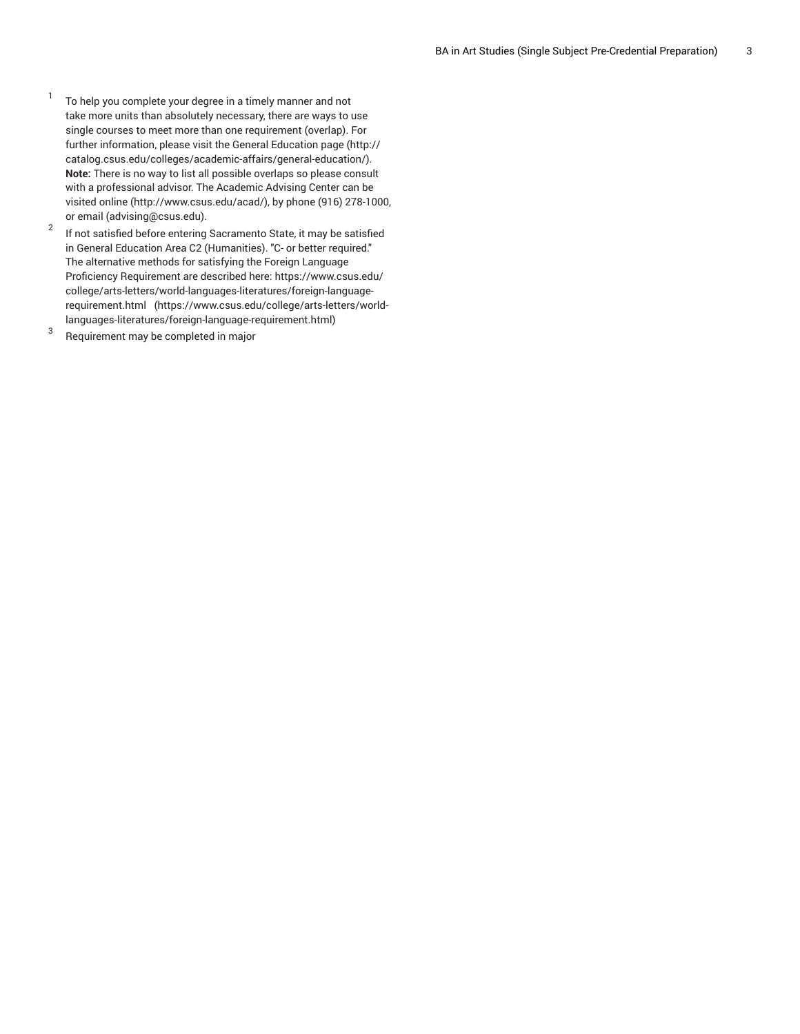[1] To help you complete your degree in a timely manner and not take more units than absolutely necessary, there are ways to use single courses to meet more than one requirement (overlap). For further information, please visit the General Education page (http://catalog.csus.edu/colleges/academic-affairs/general-education/). **Note:** There is no way to list all possible overlaps so please consult with a professional advisor. The Academic Advising Center can be visited online (http://www.csus.edu/acad/), by phone (916) 278-1000, or email (advising@csus.edu).

[2] If not satisfied before entering Sacramento State, it may be satisfied in General Education Area C2 (Humanities). "C- or better required." The alternative methods for satisfying the Foreign Language Proficiency Requirement are described here: https://www.csus.edu/college/arts-letters/world-languages-literatures/foreign-language-requirement.html (https://www.csus.edu/college/arts-letters/world-languages-literatures/foreign-language-requirement.html)

[3] Requirement may be completed in major